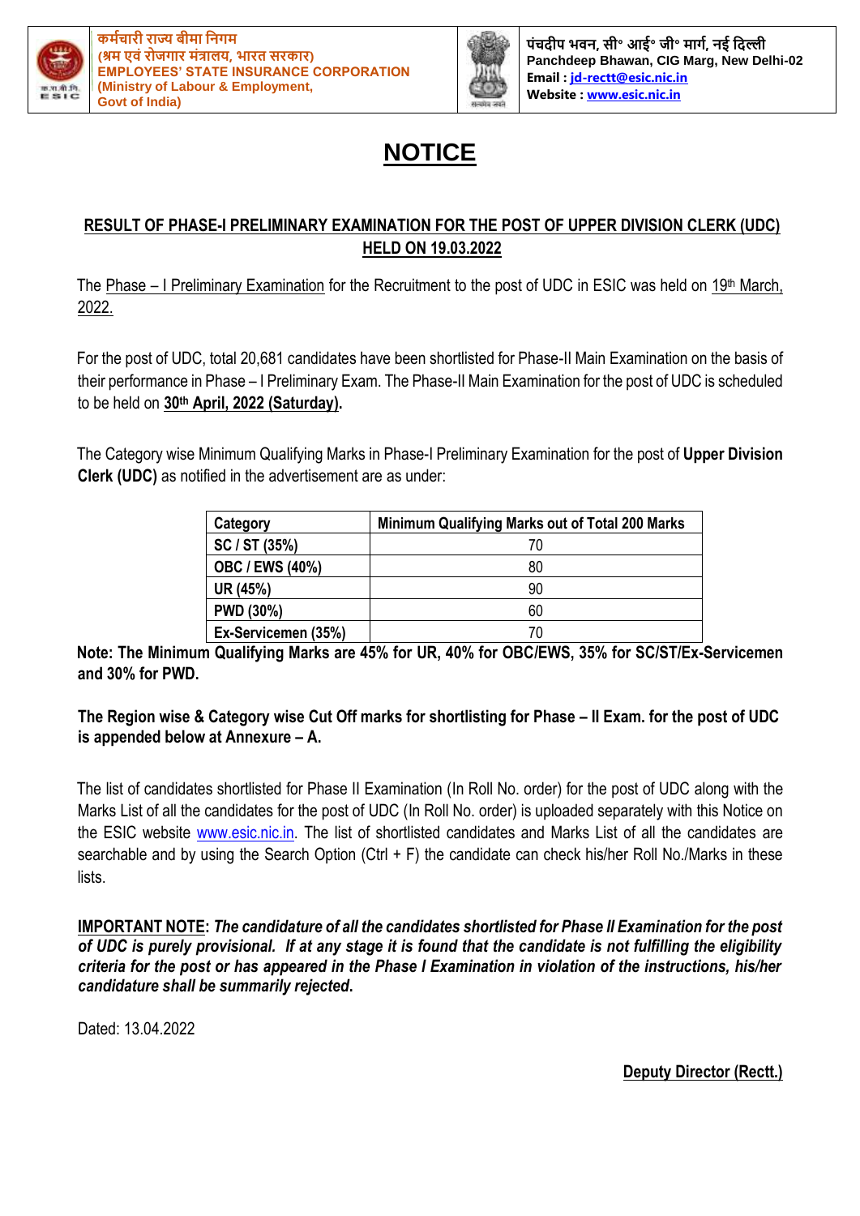कर्मचारी राज्य बीमा निगम
(श्रम एवं रोजगार मंत्रालय, भारत सरकार)
**EMPLOYEES' STATE INSURANCE CORPORATION**
**(Ministry of Labour & Employment, Govt of India)**

पंचदीप भवन, सी॰ आई॰ जी॰ मार्ग, नई दिल्ली
**Panchdeep Bhawan, CIG Marg, New Delhi-02**
**Email : jd-rectt@esic.nic.in**
**Website : www.esic.nic.in**

# NOTICE

## RESULT OF PHASE-I PRELIMINARY EXAMINATION FOR THE POST OF UPPER DIVISION CLERK (UDC) HELD ON 19.03.2022

The Phase – I Preliminary Examination for the Recruitment to the post of UDC in ESIC was held on 19th March, 2022.

For the post of UDC, total 20,681 candidates have been shortlisted for Phase-II Main Examination on the basis of their performance in Phase – I Preliminary Exam. The Phase-II Main Examination for the post of UDC is scheduled to be held on **30th April, 2022 (Saturday)**.

The Category wise Minimum Qualifying Marks in Phase-I Preliminary Examination for the post of **Upper Division Clerk (UDC)** as notified in the advertisement are as under:

| Category | Minimum Qualifying Marks out of Total 200 Marks |
|---|---|
| SC / ST (35%) | 70 |
| OBC / EWS (40%) | 80 |
| UR (45%) | 90 |
| PWD (30%) | 60 |
| Ex-Servicemen (35%) | 70 |

**Note: The Minimum Qualifying Marks are 45% for UR, 40% for OBC/EWS, 35% for SC/ST/Ex-Servicemen and 30% for PWD.**

**The Region wise & Category wise Cut Off marks for shortlisting for Phase – II Exam. for the post of UDC is appended below at Annexure – A.**

The list of candidates shortlisted for Phase II Examination (In Roll No. order) for the post of UDC along with the Marks List of all the candidates for the post of UDC (In Roll No. order) is uploaded separately with this Notice on the ESIC website www.esic.nic.in. The list of shortlisted candidates and Marks List of all the candidates are searchable and by using the Search Option (Ctrl + F) the candidate can check his/her Roll No./Marks in these lists.

**IMPORTANT NOTE:** ***The candidature of all the candidates shortlisted for Phase II Examination for the post of UDC is purely provisional. If at any stage it is found that the candidate is not fulfilling the eligibility criteria for the post or has appeared in the Phase I Examination in violation of the instructions, his/her candidature shall be summarily rejected.***

Dated: 13.04.2022

**Deputy Director (Rectt.)**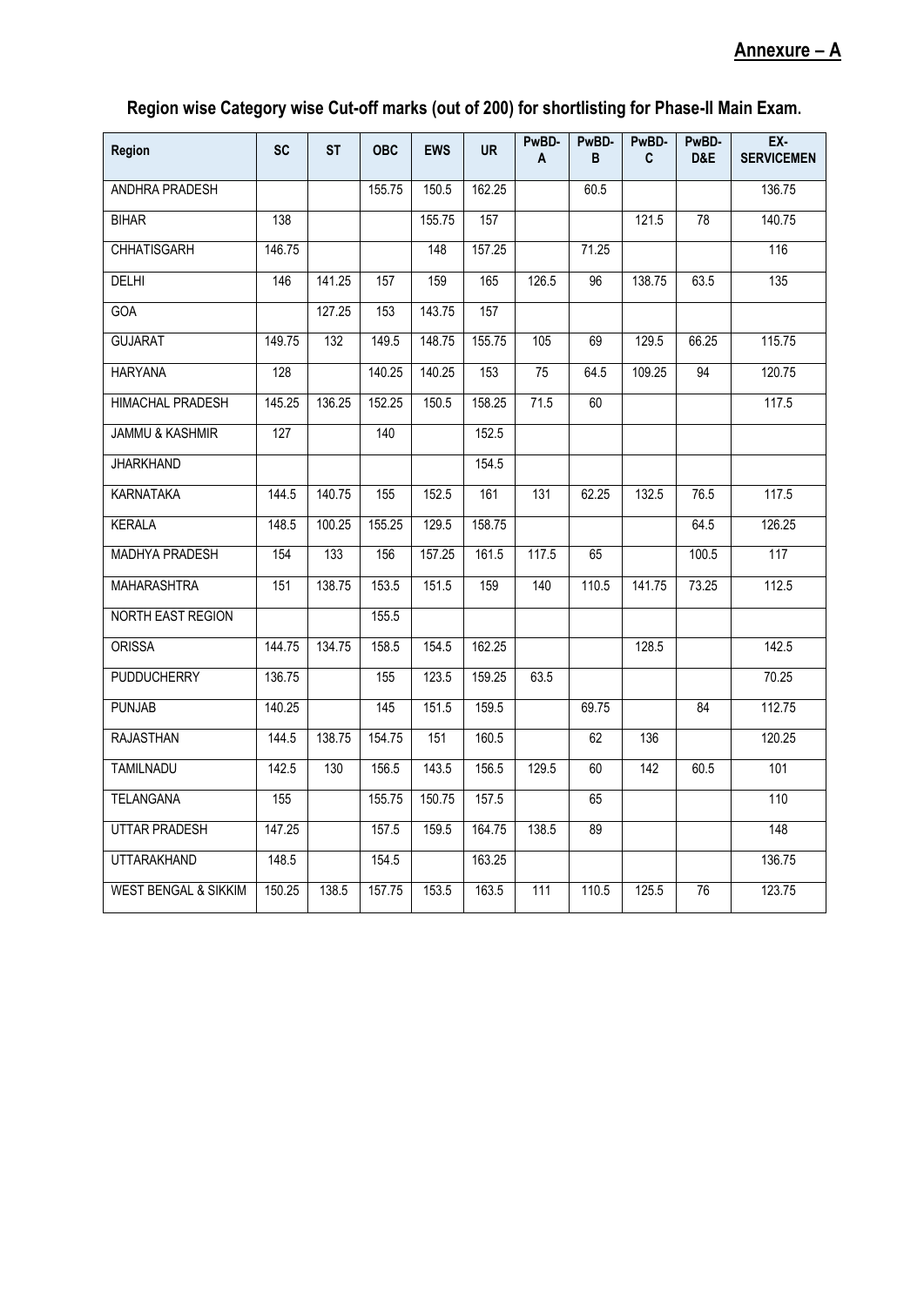**Annexure – A**

## Region wise Category wise Cut-off marks (out of 200) for shortlisting for Phase-II Main Exam.

| Region | SC | ST | OBC | EWS | UR | PwBD-A | PwBD-B | PwBD-C | PwBD-D&E | EX-SERVICEMEN |
|---|---|---|---|---|---|---|---|---|---|---|
| ANDHRA PRADESH | | | 155.75 | 150.5 | 162.25 | | 60.5 | | | 136.75 |
| BIHAR | 138 | | | 155.75 | 157 | | | 121.5 | 78 | 140.75 |
| CHHATISGARH | 146.75 | | | 148 | 157.25 | | 71.25 | | | 116 |
| DELHI | 146 | 141.25 | 157 | 159 | 165 | 126.5 | 96 | 138.75 | 63.5 | 135 |
| GOA | | 127.25 | 153 | 143.75 | 157 | | | | | |
| GUJARAT | 149.75 | 132 | 149.5 | 148.75 | 155.75 | 105 | 69 | 129.5 | 66.25 | 115.75 |
| HARYANA | 128 | | 140.25 | 140.25 | 153 | 75 | 64.5 | 109.25 | 94 | 120.75 |
| HIMACHAL PRADESH | 145.25 | 136.25 | 152.25 | 150.5 | 158.25 | 71.5 | 60 | | | 117.5 |
| JAMMU & KASHMIR | 127 | | 140 | | 152.5 | | | | | |
| JHARKHAND | | | | | 154.5 | | | | | |
| KARNATAKA | 144.5 | 140.75 | 155 | 152.5 | 161 | 131 | 62.25 | 132.5 | 76.5 | 117.5 |
| KERALA | 148.5 | 100.25 | 155.25 | 129.5 | 158.75 | | | | 64.5 | 126.25 |
| MADHYA PRADESH | 154 | 133 | 156 | 157.25 | 161.5 | 117.5 | 65 | | 100.5 | 117 |
| MAHARASHTRA | 151 | 138.75 | 153.5 | 151.5 | 159 | 140 | 110.5 | 141.75 | 73.25 | 112.5 |
| NORTH EAST REGION | | | 155.5 | | | | | | | |
| ORISSA | 144.75 | 134.75 | 158.5 | 154.5 | 162.25 | | | 128.5 | | 142.5 |
| PUDDUCHERRY | 136.75 | | 155 | 123.5 | 159.25 | 63.5 | | | | 70.25 |
| PUNJAB | 140.25 | | 145 | 151.5 | 159.5 | | 69.75 | | 84 | 112.75 |
| RAJASTHAN | 144.5 | 138.75 | 154.75 | 151 | 160.5 | | 62 | 136 | | 120.25 |
| TAMILNADU | 142.5 | 130 | 156.5 | 143.5 | 156.5 | 129.5 | 60 | 142 | 60.5 | 101 |
| TELANGANA | 155 | | 155.75 | 150.75 | 157.5 | | 65 | | | 110 |
| UTTAR PRADESH | 147.25 | | 157.5 | 159.5 | 164.75 | 138.5 | 89 | | | 148 |
| UTTARAKHAND | 148.5 | | 154.5 | | 163.25 | | | | | 136.75 |
| WEST BENGAL & SIKKIM | 150.25 | 138.5 | 157.75 | 153.5 | 163.5 | 111 | 110.5 | 125.5 | 76 | 123.75 |